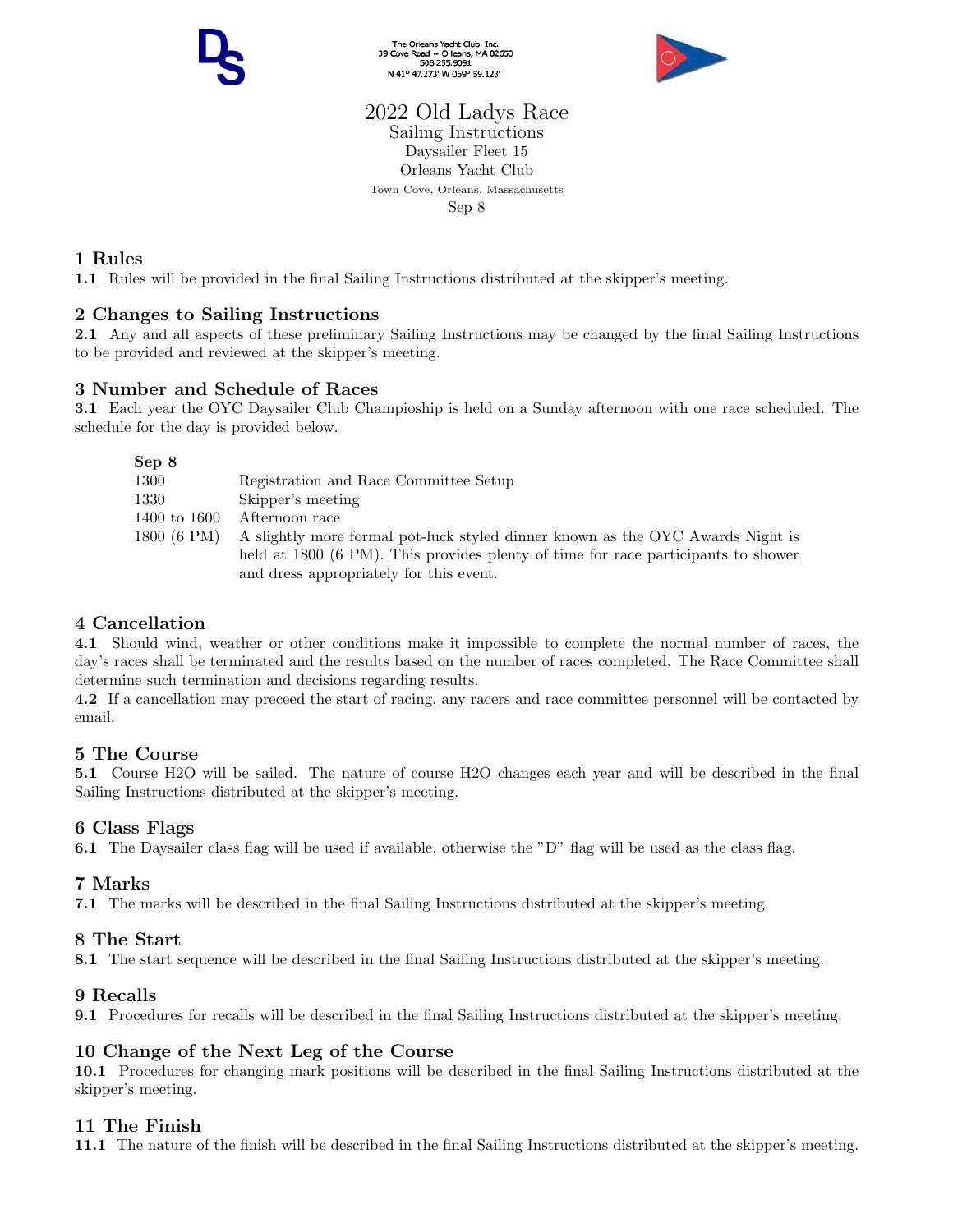The Orleans Yacht Club, Inc.
39 Cove Road ~ Orleans, MA 02653
508.255.9091
N 41° 47.273' W 069° 59.123'

# 2022 Old Ladys Race

Sailing Instructions
Daysailer Fleet 15
Orleans Yacht Club
Town Cove, Orleans, Massachusetts
Sep 8

## 1 Rules

**1.1** Rules will be provided in the final Sailing Instructions distributed at the skipper's meeting.

## 2 Changes to Sailing Instructions

**2.1** Any and all aspects of these preliminary Sailing Instructions may be changed by the final Sailing Instructions to be provided and reviewed at the skipper's meeting.

## 3 Number and Schedule of Races

**3.1** Each year the OYC Daysailer Club Champioship is held on a Sunday afternoon with one race scheduled. The schedule for the day is provided below.

| **Sep 8** | |
|---|---|
| 1300 | Registration and Race Committee Setup |
| 1330 | Skipper's meeting |
| 1400 to 1600 | Afternoon race |
| 1800 (6 PM) | A slightly more formal pot-luck styled dinner known as the OYC Awards Night is held at 1800 (6 PM). This provides plenty of time for race participants to shower and dress appropriately for this event. |

## 4 Cancellation

**4.1** Should wind, weather or other conditions make it impossible to complete the normal number of races, the day's races shall be terminated and the results based on the number of races completed. The Race Committee shall determine such termination and decisions regarding results.

**4.2** If a cancellation may preceed the start of racing, any racers and race committee personnel will be contacted by email.

## 5 The Course

**5.1** Course H2O will be sailed. The nature of course H2O changes each year and will be described in the final Sailing Instructions distributed at the skipper's meeting.

## 6 Class Flags

**6.1** The Daysailer class flag will be used if available, otherwise the "D" flag will be used as the class flag.

## 7 Marks

**7.1** The marks will be described in the final Sailing Instructions distributed at the skipper's meeting.

## 8 The Start

**8.1** The start sequence will be described in the final Sailing Instructions distributed at the skipper's meeting.

## 9 Recalls

**9.1** Procedures for recalls will be described in the final Sailing Instructions distributed at the skipper's meeting.

## 10 Change of the Next Leg of the Course

**10.1** Procedures for changing mark positions will be described in the final Sailing Instructions distributed at the skipper's meeting.

## 11 The Finish

**11.1** The nature of the finish will be described in the final Sailing Instructions distributed at the skipper's meeting.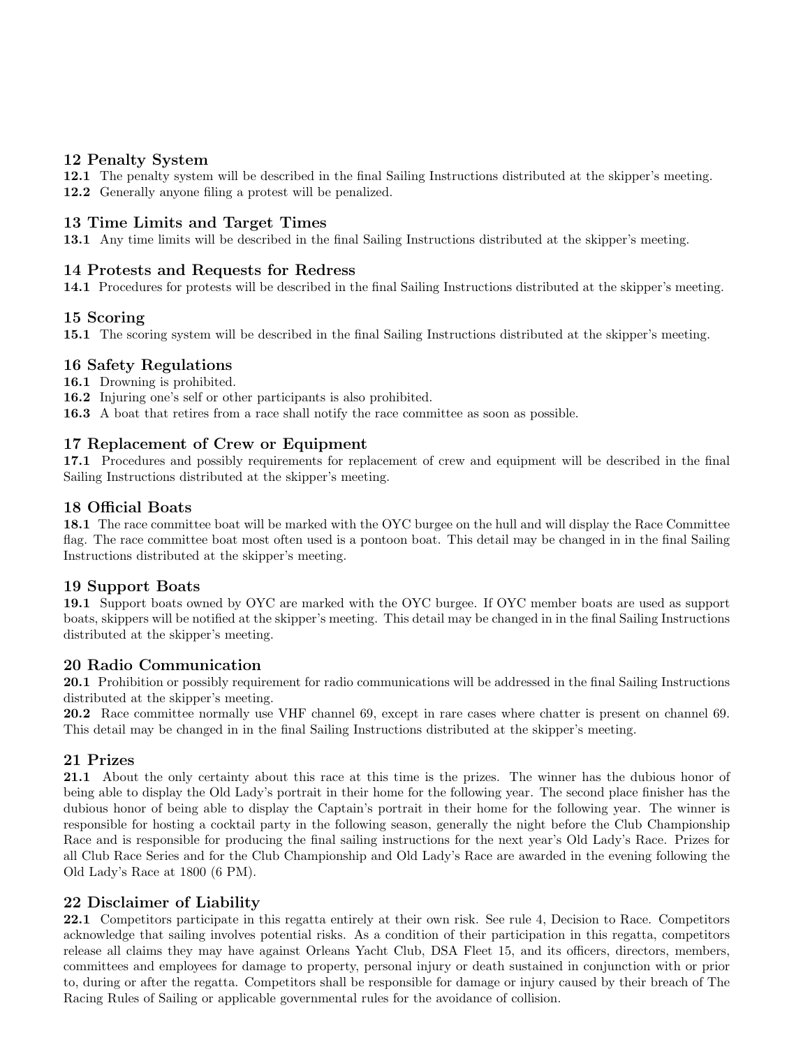## 12 Penalty System

**12.1** The penalty system will be described in the final Sailing Instructions distributed at the skipper's meeting.
**12.2** Generally anyone filing a protest will be penalized.

## 13 Time Limits and Target Times

**13.1** Any time limits will be described in the final Sailing Instructions distributed at the skipper's meeting.

## 14 Protests and Requests for Redress

**14.1** Procedures for protests will be described in the final Sailing Instructions distributed at the skipper's meeting.

## 15 Scoring

**15.1** The scoring system will be described in the final Sailing Instructions distributed at the skipper's meeting.

## 16 Safety Regulations

**16.1** Drowning is prohibited.
**16.2** Injuring one's self or other participants is also prohibited.
**16.3** A boat that retires from a race shall notify the race committee as soon as possible.

## 17 Replacement of Crew or Equipment

**17.1** Procedures and possibly requirements for replacement of crew and equipment will be described in the final Sailing Instructions distributed at the skipper's meeting.

## 18 Official Boats

**18.1** The race committee boat will be marked with the OYC burgee on the hull and will display the Race Committee flag. The race committee boat most often used is a pontoon boat. This detail may be changed in in the final Sailing Instructions distributed at the skipper's meeting.

## 19 Support Boats

**19.1** Support boats owned by OYC are marked with the OYC burgee. If OYC member boats are used as support boats, skippers will be notified at the skipper's meeting. This detail may be changed in in the final Sailing Instructions distributed at the skipper's meeting.

## 20 Radio Communication

**20.1** Prohibition or possibly requirement for radio communications will be addressed in the final Sailing Instructions distributed at the skipper's meeting.
**20.2** Race committee normally use VHF channel 69, except in rare cases where chatter is present on channel 69. This detail may be changed in in the final Sailing Instructions distributed at the skipper's meeting.

## 21 Prizes

**21.1** About the only certainty about this race at this time is the prizes. The winner has the dubious honor of being able to display the Old Lady's portrait in their home for the following year. The second place finisher has the dubious honor of being able to display the Captain's portrait in their home for the following year. The winner is responsible for hosting a cocktail party in the following season, generally the night before the Club Championship Race and is responsible for producing the final sailing instructions for the next year's Old Lady's Race. Prizes for all Club Race Series and for the Club Championship and Old Lady's Race are awarded in the evening following the Old Lady's Race at 1800 (6 PM).

## 22 Disclaimer of Liability

**22.1** Competitors participate in this regatta entirely at their own risk. See rule 4, Decision to Race. Competitors acknowledge that sailing involves potential risks. As a condition of their participation in this regatta, competitors release all claims they may have against Orleans Yacht Club, DSA Fleet 15, and its officers, directors, members, committees and employees for damage to property, personal injury or death sustained in conjunction with or prior to, during or after the regatta. Competitors shall be responsible for damage or injury caused by their breach of The Racing Rules of Sailing or applicable governmental rules for the avoidance of collision.